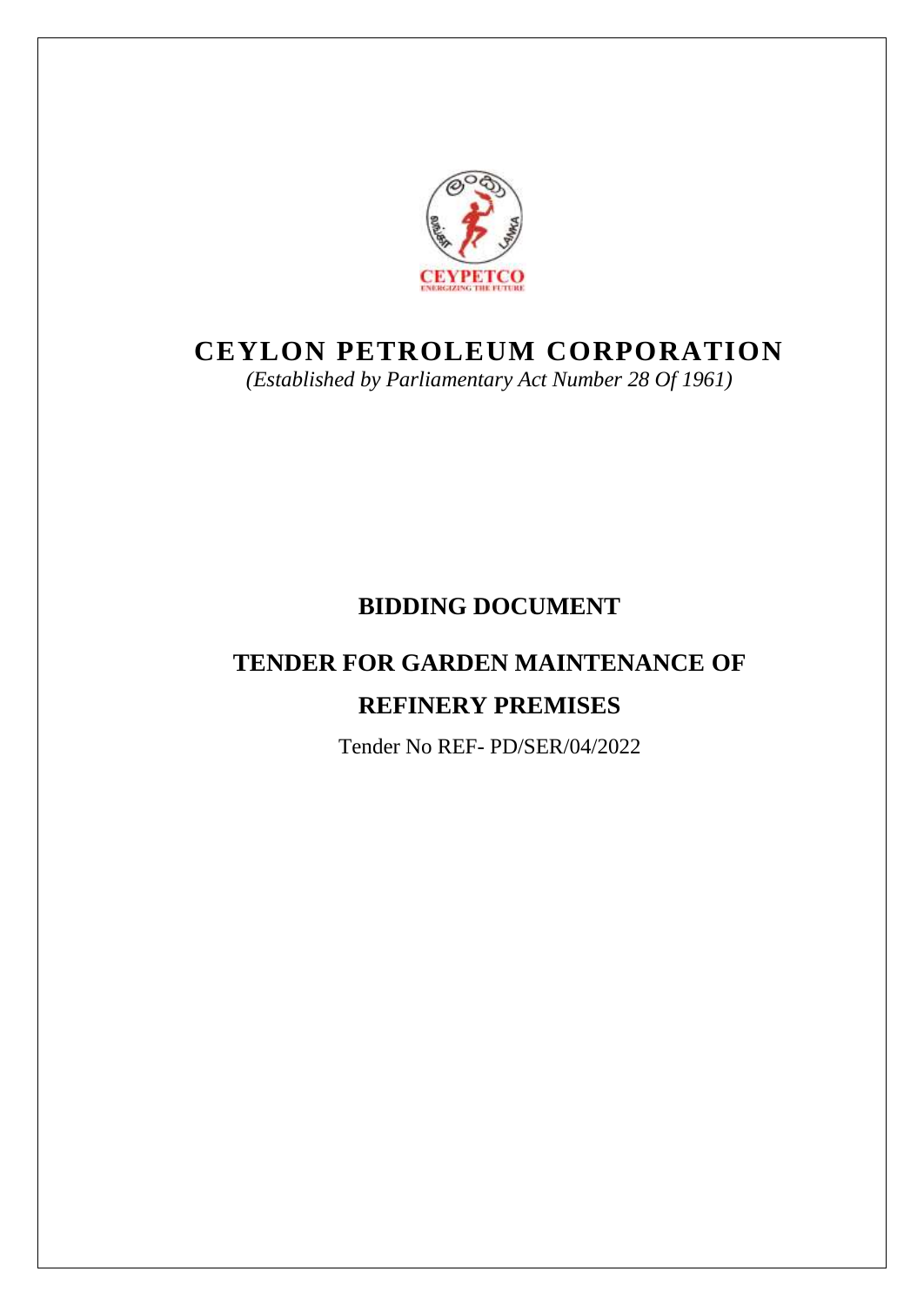# CEYLON PETROLEUM CORPORATION

*(Established by Parliamentary Act Number 28 Of 1961)*

## BIDDING DOCUMENT

## TENDER FOR GARDEN MAINTENANCE OF REFINERY PREMISES

Tender No REF- PD/SER/04/2022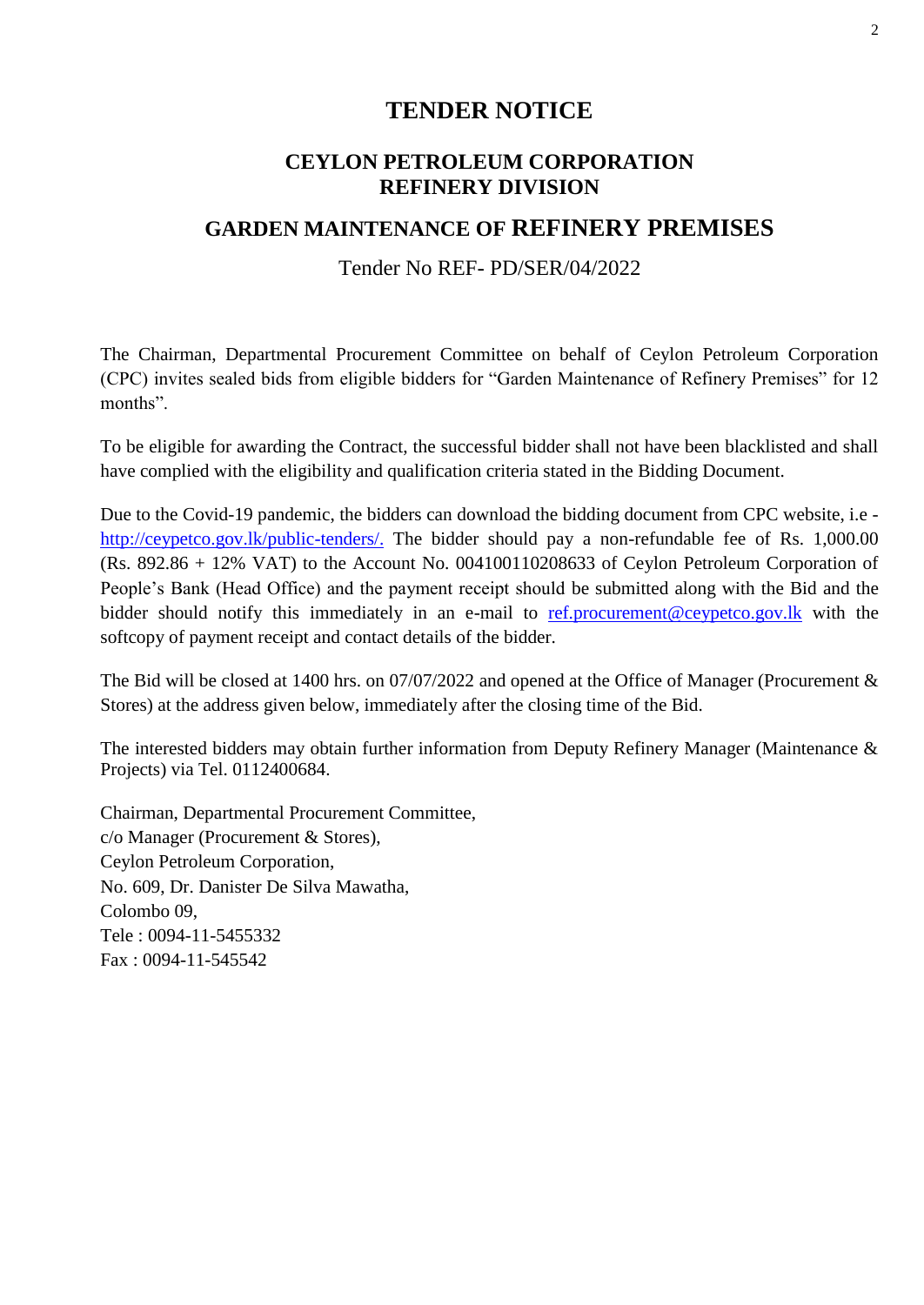# TENDER NOTICE

## CEYLON PETROLEUM CORPORATION
## REFINERY DIVISION

## GARDEN MAINTENANCE OF REFINERY PREMISES

Tender No REF- PD/SER/04/2022

The Chairman, Departmental Procurement Committee on behalf of Ceylon Petroleum Corporation (CPC) invites sealed bids from eligible bidders for "Garden Maintenance of Refinery Premises" for 12 months".

To be eligible for awarding the Contract, the successful bidder shall not have been blacklisted and shall have complied with the eligibility and qualification criteria stated in the Bidding Document.

Due to the Covid-19 pandemic, the bidders can download the bidding document from CPC website, i.e - [http://ceypetco.gov.lk/public-tenders/.](http://ceypetco.gov.lk/public-tenders/) The bidder should pay a non-refundable fee of Rs. 1,000.00 (Rs. 892.86 + 12% VAT) to the Account No. 004100110208633 of Ceylon Petroleum Corporation of People's Bank (Head Office) and the payment receipt should be submitted along with the Bid and the bidder should notify this immediately in an e-mail to [ref.procurement@ceypetco.gov.lk](mailto:ref.procurement@ceypetco.gov.lk) with the softcopy of payment receipt and contact details of the bidder.

The Bid will be closed at 1400 hrs. on 07/07/2022 and opened at the Office of Manager (Procurement & Stores) at the address given below, immediately after the closing time of the Bid.

The interested bidders may obtain further information from Deputy Refinery Manager (Maintenance & Projects) via Tel. 0112400684.

Chairman, Departmental Procurement Committee,
c/o Manager (Procurement & Stores),
Ceylon Petroleum Corporation,
No. 609, Dr. Danister De Silva Mawatha,
Colombo 09,
Tele : 0094-11-5455332
Fax : 0094-11-545542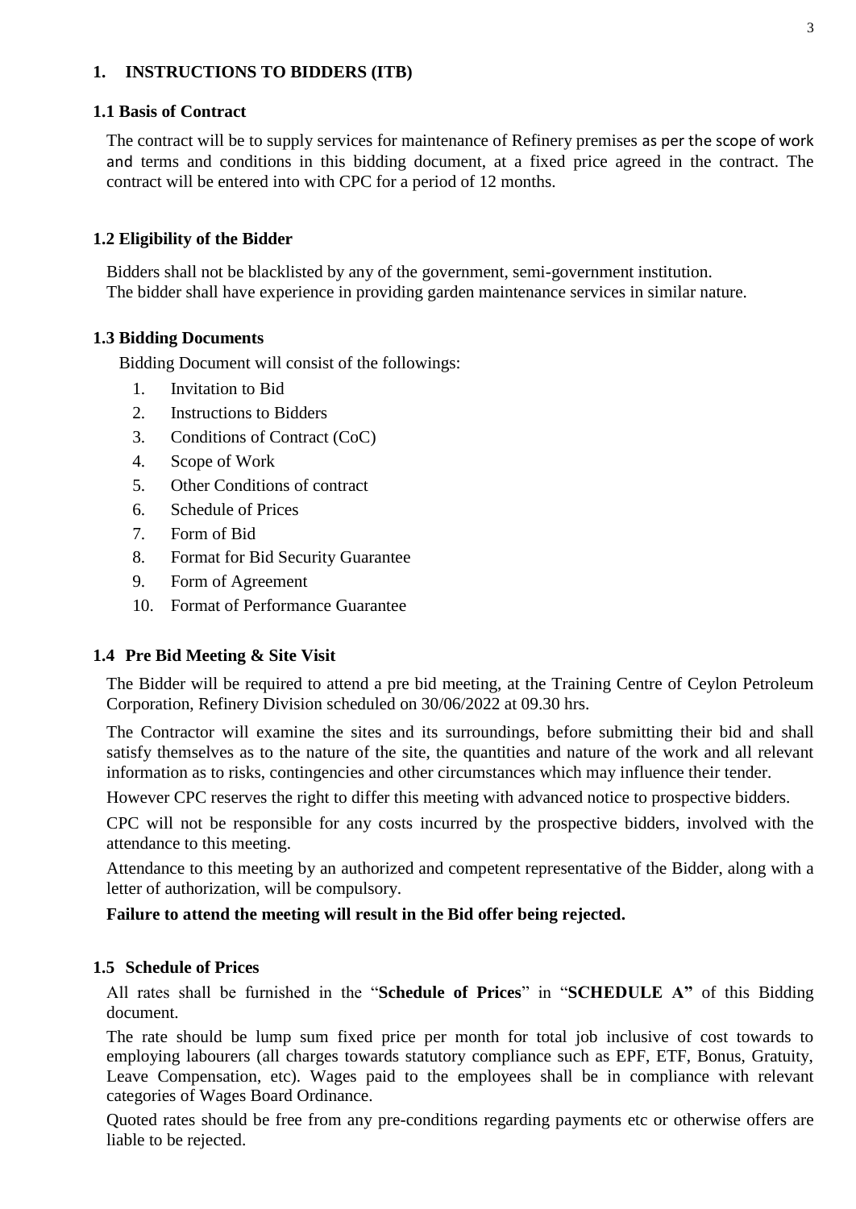## 1. INSTRUCTIONS TO BIDDERS (ITB)

### 1.1 Basis of Contract

The contract will be to supply services for maintenance of Refinery premises as per the scope of work and terms and conditions in this bidding document, at a fixed price agreed in the contract. The contract will be entered into with CPC for a period of 12 months.

### 1.2 Eligibility of the Bidder

Bidders shall not be blacklisted by any of the government, semi-government institution.
The bidder shall have experience in providing garden maintenance services in similar nature.

### 1.3 Bidding Documents

Bidding Document will consist of the followings:

1. Invitation to Bid
2. Instructions to Bidders
3. Conditions of Contract (CoC)
4. Scope of Work
5. Other Conditions of contract
6. Schedule of Prices
7. Form of Bid
8. Format for Bid Security Guarantee
9. Form of Agreement
10. Format of Performance Guarantee

### 1.4 Pre Bid Meeting & Site Visit

The Bidder will be required to attend a pre bid meeting, at the Training Centre of Ceylon Petroleum Corporation, Refinery Division scheduled on 30/06/2022 at 09.30 hrs.

The Contractor will examine the sites and its surroundings, before submitting their bid and shall satisfy themselves as to the nature of the site, the quantities and nature of the work and all relevant information as to risks, contingencies and other circumstances which may influence their tender.

However CPC reserves the right to differ this meeting with advanced notice to prospective bidders.

CPC will not be responsible for any costs incurred by the prospective bidders, involved with the attendance to this meeting.

Attendance to this meeting by an authorized and competent representative of the Bidder, along with a letter of authorization, will be compulsory.

**Failure to attend the meeting will result in the Bid offer being rejected.**

### 1.5 Schedule of Prices

All rates shall be furnished in the "**Schedule of Prices**" in "**SCHEDULE A"** of this Bidding document.

The rate should be lump sum fixed price per month for total job inclusive of cost towards to employing labourers (all charges towards statutory compliance such as EPF, ETF, Bonus, Gratuity, Leave Compensation, etc). Wages paid to the employees shall be in compliance with relevant categories of Wages Board Ordinance.

Quoted rates should be free from any pre-conditions regarding payments etc or otherwise offers are liable to be rejected.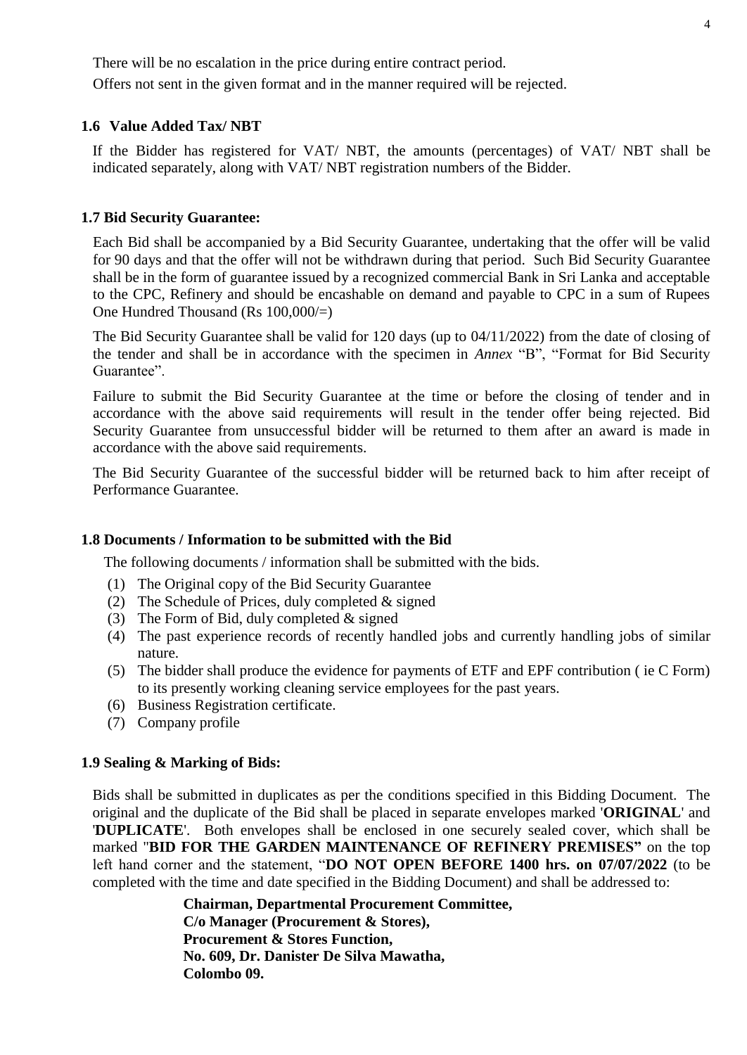There will be no escalation in the price during entire contract period.

Offers not sent in the given format and in the manner required will be rejected.

### 1.6 Value Added Tax/ NBT

If the Bidder has registered for VAT/ NBT, the amounts (percentages) of VAT/ NBT shall be indicated separately, along with VAT/ NBT registration numbers of the Bidder.

### 1.7 Bid Security Guarantee:

Each Bid shall be accompanied by a Bid Security Guarantee, undertaking that the offer will be valid for 90 days and that the offer will not be withdrawn during that period. Such Bid Security Guarantee shall be in the form of guarantee issued by a recognized commercial Bank in Sri Lanka and acceptable to the CPC, Refinery and should be encashable on demand and payable to CPC in a sum of Rupees One Hundred Thousand (Rs 100,000/=)

The Bid Security Guarantee shall be valid for 120 days (up to 04/11/2022) from the date of closing of the tender and shall be in accordance with the specimen in *Annex* "B", "Format for Bid Security Guarantee".

Failure to submit the Bid Security Guarantee at the time or before the closing of tender and in accordance with the above said requirements will result in the tender offer being rejected. Bid Security Guarantee from unsuccessful bidder will be returned to them after an award is made in accordance with the above said requirements.

The Bid Security Guarantee of the successful bidder will be returned back to him after receipt of Performance Guarantee.

### 1.8 Documents / Information to be submitted with the Bid

The following documents / information shall be submitted with the bids.

1. The Original copy of the Bid Security Guarantee
2. The Schedule of Prices, duly completed & signed
3. The Form of Bid, duly completed & signed
4. The past experience records of recently handled jobs and currently handling jobs of similar nature.
5. The bidder shall produce the evidence for payments of ETF and EPF contribution ( ie C Form) to its presently working cleaning service employees for the past years.
6. Business Registration certificate.
7. Company profile

### 1.9 Sealing & Marking of Bids:

Bids shall be submitted in duplicates as per the conditions specified in this Bidding Document. The original and the duplicate of the Bid shall be placed in separate envelopes marked '**ORIGINAL**' and '**DUPLICATE**'. Both envelopes shall be enclosed in one securely sealed cover, which shall be marked "**BID FOR THE GARDEN MAINTENANCE OF REFINERY PREMISES"** on the top left hand corner and the statement, "**DO NOT OPEN BEFORE 1400 hrs. on 07/07/2022** (to be completed with the time and date specified in the Bidding Document) and shall be addressed to:

**Chairman, Departmental Procurement Committee,**
**C/o Manager (Procurement & Stores),**
**Procurement & Stores Function,**
**No. 609, Dr. Danister De Silva Mawatha,**
**Colombo 09.**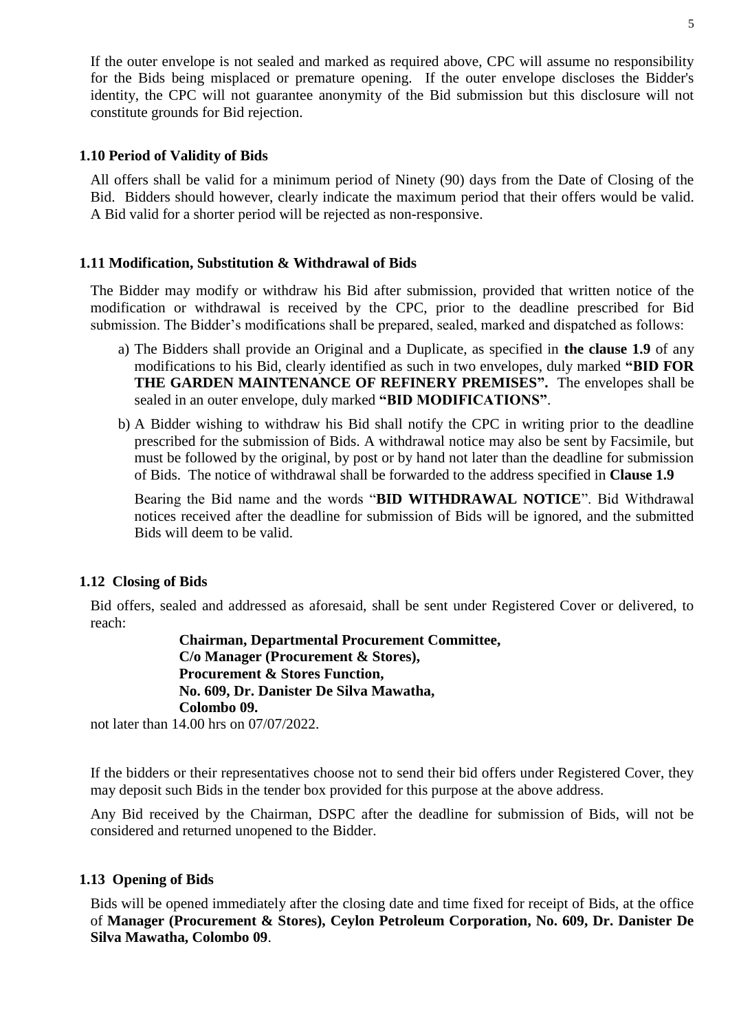If the outer envelope is not sealed and marked as required above, CPC will assume no responsibility for the Bids being misplaced or premature opening. If the outer envelope discloses the Bidder's identity, the CPC will not guarantee anonymity of the Bid submission but this disclosure will not constitute grounds for Bid rejection.

### 1.10 Period of Validity of Bids

All offers shall be valid for a minimum period of Ninety (90) days from the Date of Closing of the Bid. Bidders should however, clearly indicate the maximum period that their offers would be valid. A Bid valid for a shorter period will be rejected as non-responsive.

### 1.11 Modification, Substitution & Withdrawal of Bids

The Bidder may modify or withdraw his Bid after submission, provided that written notice of the modification or withdrawal is received by the CPC, prior to the deadline prescribed for Bid submission. The Bidder's modifications shall be prepared, sealed, marked and dispatched as follows:

a) The Bidders shall provide an Original and a Duplicate, as specified in **the clause 1.9** of any modifications to his Bid, clearly identified as such in two envelopes, duly marked **"BID FOR THE GARDEN MAINTENANCE OF REFINERY PREMISES".** The envelopes shall be sealed in an outer envelope, duly marked **"BID MODIFICATIONS"**.

b) A Bidder wishing to withdraw his Bid shall notify the CPC in writing prior to the deadline prescribed for the submission of Bids. A withdrawal notice may also be sent by Facsimile, but must be followed by the original, by post or by hand not later than the deadline for submission of Bids. The notice of withdrawal shall be forwarded to the address specified in **Clause 1.9**

   Bearing the Bid name and the words "**BID WITHDRAWAL NOTICE**". Bid Withdrawal notices received after the deadline for submission of Bids will be ignored, and the submitted Bids will deem to be valid.

### 1.12 Closing of Bids

Bid offers, sealed and addressed as aforesaid, shall be sent under Registered Cover or delivered, to reach:

**Chairman, Departmental Procurement Committee,**
**C/o Manager (Procurement & Stores),**
**Procurement & Stores Function,**
**No. 609, Dr. Danister De Silva Mawatha,**
**Colombo 09.**

not later than 14.00 hrs on 07/07/2022.

If the bidders or their representatives choose not to send their bid offers under Registered Cover, they may deposit such Bids in the tender box provided for this purpose at the above address.

Any Bid received by the Chairman, DSPC after the deadline for submission of Bids, will not be considered and returned unopened to the Bidder.

### 1.13 Opening of Bids

Bids will be opened immediately after the closing date and time fixed for receipt of Bids, at the office of **Manager (Procurement & Stores), Ceylon Petroleum Corporation, No. 609, Dr. Danister De Silva Mawatha, Colombo 09**.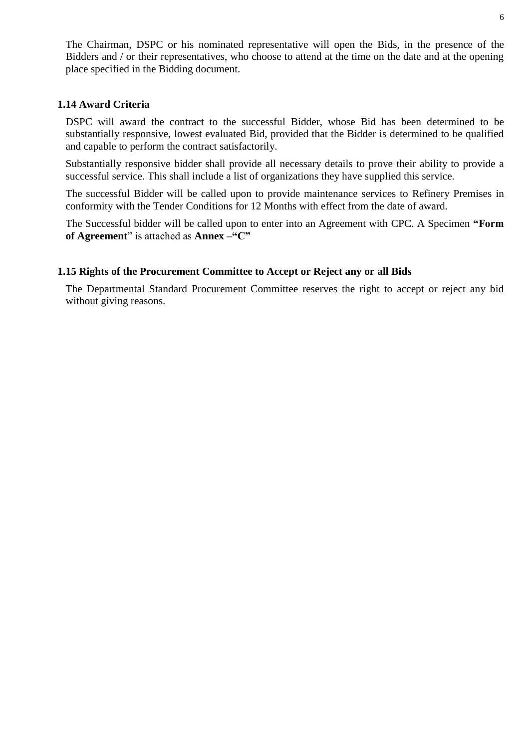The Chairman, DSPC or his nominated representative will open the Bids, in the presence of the Bidders and / or their representatives, who choose to attend at the time on the date and at the opening place specified in the Bidding document.

### 1.14 Award Criteria

DSPC will award the contract to the successful Bidder, whose Bid has been determined to be substantially responsive, lowest evaluated Bid, provided that the Bidder is determined to be qualified and capable to perform the contract satisfactorily.

Substantially responsive bidder shall provide all necessary details to prove their ability to provide a successful service. This shall include a list of organizations they have supplied this service.

The successful Bidder will be called upon to provide maintenance services to Refinery Premises in conformity with the Tender Conditions for 12 Months with effect from the date of award.

The Successful bidder will be called upon to enter into an Agreement with CPC. A Specimen **"Form of Agreement"** is attached as **Annex –"C"**

### 1.15 Rights of the Procurement Committee to Accept or Reject any or all Bids

The Departmental Standard Procurement Committee reserves the right to accept or reject any bid without giving reasons.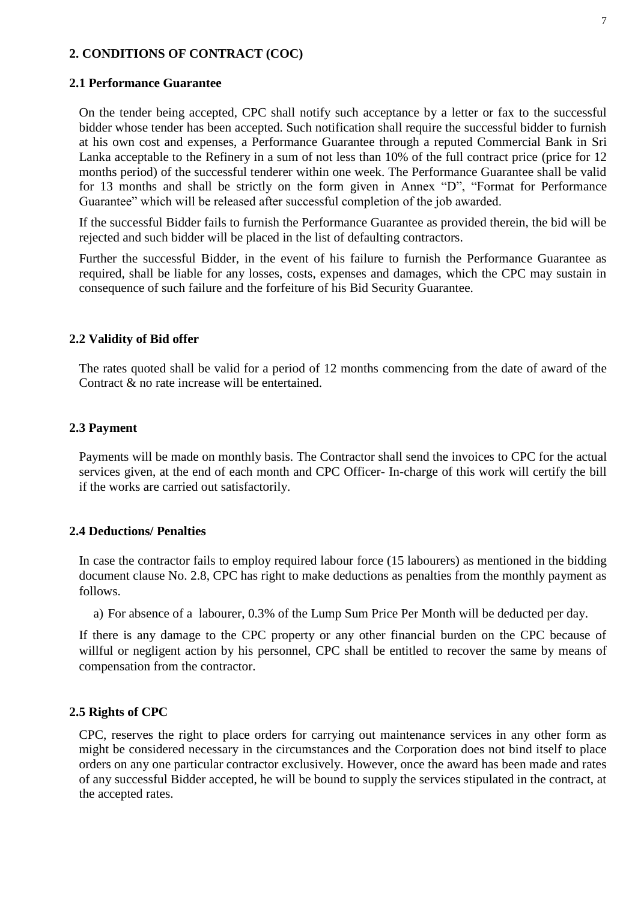## 2. CONDITIONS OF CONTRACT (COC)

### 2.1 Performance Guarantee

On the tender being accepted, CPC shall notify such acceptance by a letter or fax to the successful bidder whose tender has been accepted. Such notification shall require the successful bidder to furnish at his own cost and expenses, a Performance Guarantee through a reputed Commercial Bank in Sri Lanka acceptable to the Refinery in a sum of not less than 10% of the full contract price (price for 12 months period) of the successful tenderer within one week. The Performance Guarantee shall be valid for 13 months and shall be strictly on the form given in Annex "D", "Format for Performance Guarantee" which will be released after successful completion of the job awarded.

If the successful Bidder fails to furnish the Performance Guarantee as provided therein, the bid will be rejected and such bidder will be placed in the list of defaulting contractors.

Further the successful Bidder, in the event of his failure to furnish the Performance Guarantee as required, shall be liable for any losses, costs, expenses and damages, which the CPC may sustain in consequence of such failure and the forfeiture of his Bid Security Guarantee.

### 2.2 Validity of Bid offer

The rates quoted shall be valid for a period of 12 months commencing from the date of award of the Contract & no rate increase will be entertained.

### 2.3 Payment

Payments will be made on monthly basis. The Contractor shall send the invoices to CPC for the actual services given, at the end of each month and CPC Officer- In-charge of this work will certify the bill if the works are carried out satisfactorily.

### 2.4 Deductions/ Penalties

In case the contractor fails to employ required labour force (15 labourers) as mentioned in the bidding document clause No. 2.8, CPC has right to make deductions as penalties from the monthly payment as follows.

a) For absence of a labourer, 0.3% of the Lump Sum Price Per Month will be deducted per day.

If there is any damage to the CPC property or any other financial burden on the CPC because of willful or negligent action by his personnel, CPC shall be entitled to recover the same by means of compensation from the contractor.

### 2.5 Rights of CPC

CPC, reserves the right to place orders for carrying out maintenance services in any other form as might be considered necessary in the circumstances and the Corporation does not bind itself to place orders on any one particular contractor exclusively. However, once the award has been made and rates of any successful Bidder accepted, he will be bound to supply the services stipulated in the contract, at the accepted rates.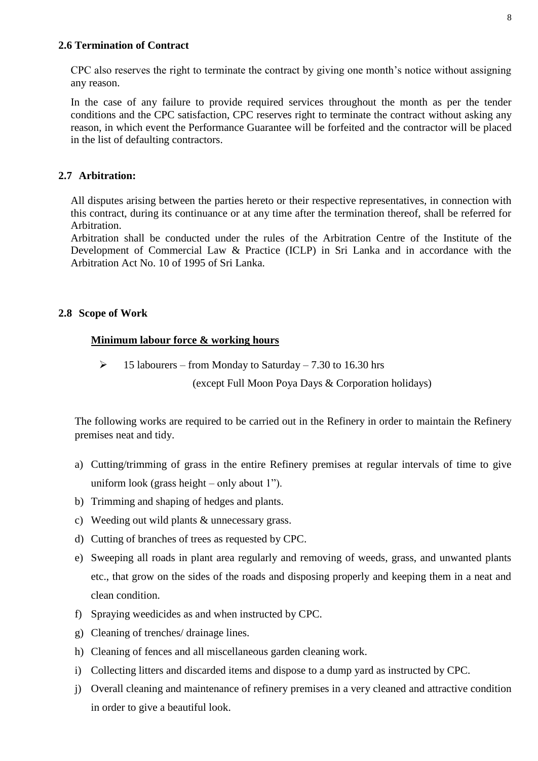### 2.6 Termination of Contract

CPC also reserves the right to terminate the contract by giving one month's notice without assigning any reason.

In the case of any failure to provide required services throughout the month as per the tender conditions and the CPC satisfaction, CPC reserves right to terminate the contract without asking any reason, in which event the Performance Guarantee will be forfeited and the contractor will be placed in the list of defaulting contractors.

### 2.7 Arbitration:

All disputes arising between the parties hereto or their respective representatives, in connection with this contract, during its continuance or at any time after the termination thereof, shall be referred for Arbitration.

Arbitration shall be conducted under the rules of the Arbitration Centre of the Institute of the Development of Commercial Law & Practice (ICLP) in Sri Lanka and in accordance with the Arbitration Act No. 10 of 1995 of Sri Lanka.

### 2.8 Scope of Work

**Minimum labour force & working hours**

- 15 labourers – from Monday to Saturday – 7.30 to 16.30 hrs
  (except Full Moon Poya Days & Corporation holidays)

The following works are required to be carried out in the Refinery in order to maintain the Refinery premises neat and tidy.

a) Cutting/trimming of grass in the entire Refinery premises at regular intervals of time to give uniform look (grass height – only about 1").
b) Trimming and shaping of hedges and plants.
c) Weeding out wild plants & unnecessary grass.
d) Cutting of branches of trees as requested by CPC.
e) Sweeping all roads in plant area regularly and removing of weeds, grass, and unwanted plants etc., that grow on the sides of the roads and disposing properly and keeping them in a neat and clean condition.
f) Spraying weedicides as and when instructed by CPC.
g) Cleaning of trenches/ drainage lines.
h) Cleaning of fences and all miscellaneous garden cleaning work.
i) Collecting litters and discarded items and dispose to a dump yard as instructed by CPC.
j) Overall cleaning and maintenance of refinery premises in a very cleaned and attractive condition in order to give a beautiful look.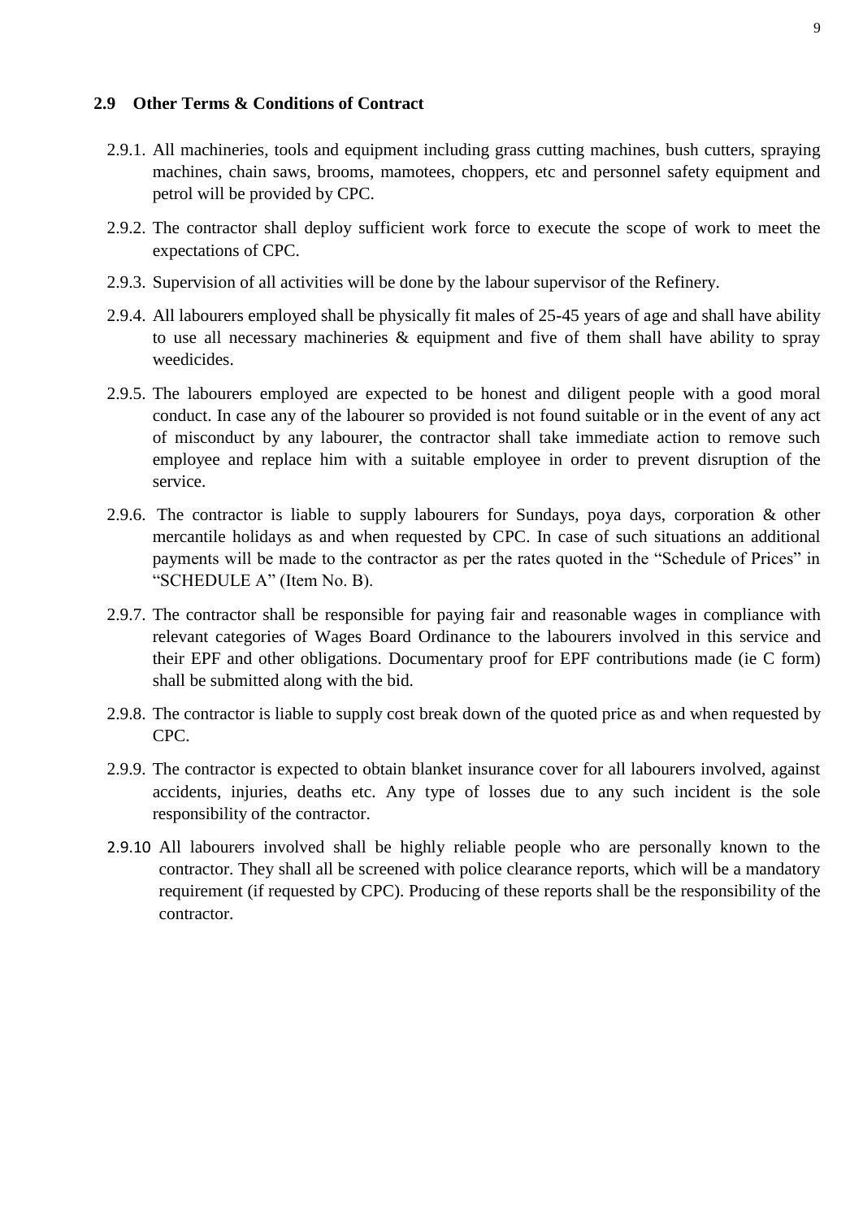## 2.9 Other Terms & Conditions of Contract

2.9.1. All machineries, tools and equipment including grass cutting machines, bush cutters, spraying machines, chain saws, brooms, mamotees, choppers, etc and personnel safety equipment and petrol will be provided by CPC.

2.9.2. The contractor shall deploy sufficient work force to execute the scope of work to meet the expectations of CPC.

2.9.3. Supervision of all activities will be done by the labour supervisor of the Refinery.

2.9.4. All labourers employed shall be physically fit males of 25-45 years of age and shall have ability to use all necessary machineries & equipment and five of them shall have ability to spray weedicides.

2.9.5. The labourers employed are expected to be honest and diligent people with a good moral conduct. In case any of the labourer so provided is not found suitable or in the event of any act of misconduct by any labourer, the contractor shall take immediate action to remove such employee and replace him with a suitable employee in order to prevent disruption of the service.

2.9.6. The contractor is liable to supply labourers for Sundays, poya days, corporation & other mercantile holidays as and when requested by CPC. In case of such situations an additional payments will be made to the contractor as per the rates quoted in the "Schedule of Prices" in "SCHEDULE A" (Item No. B).

2.9.7. The contractor shall be responsible for paying fair and reasonable wages in compliance with relevant categories of Wages Board Ordinance to the labourers involved in this service and their EPF and other obligations. Documentary proof for EPF contributions made (ie C form) shall be submitted along with the bid.

2.9.8. The contractor is liable to supply cost break down of the quoted price as and when requested by CPC.

2.9.9. The contractor is expected to obtain blanket insurance cover for all labourers involved, against accidents, injuries, deaths etc. Any type of losses due to any such incident is the sole responsibility of the contractor.

2.9.10 All labourers involved shall be highly reliable people who are personally known to the contractor. They shall all be screened with police clearance reports, which will be a mandatory requirement (if requested by CPC). Producing of these reports shall be the responsibility of the contractor.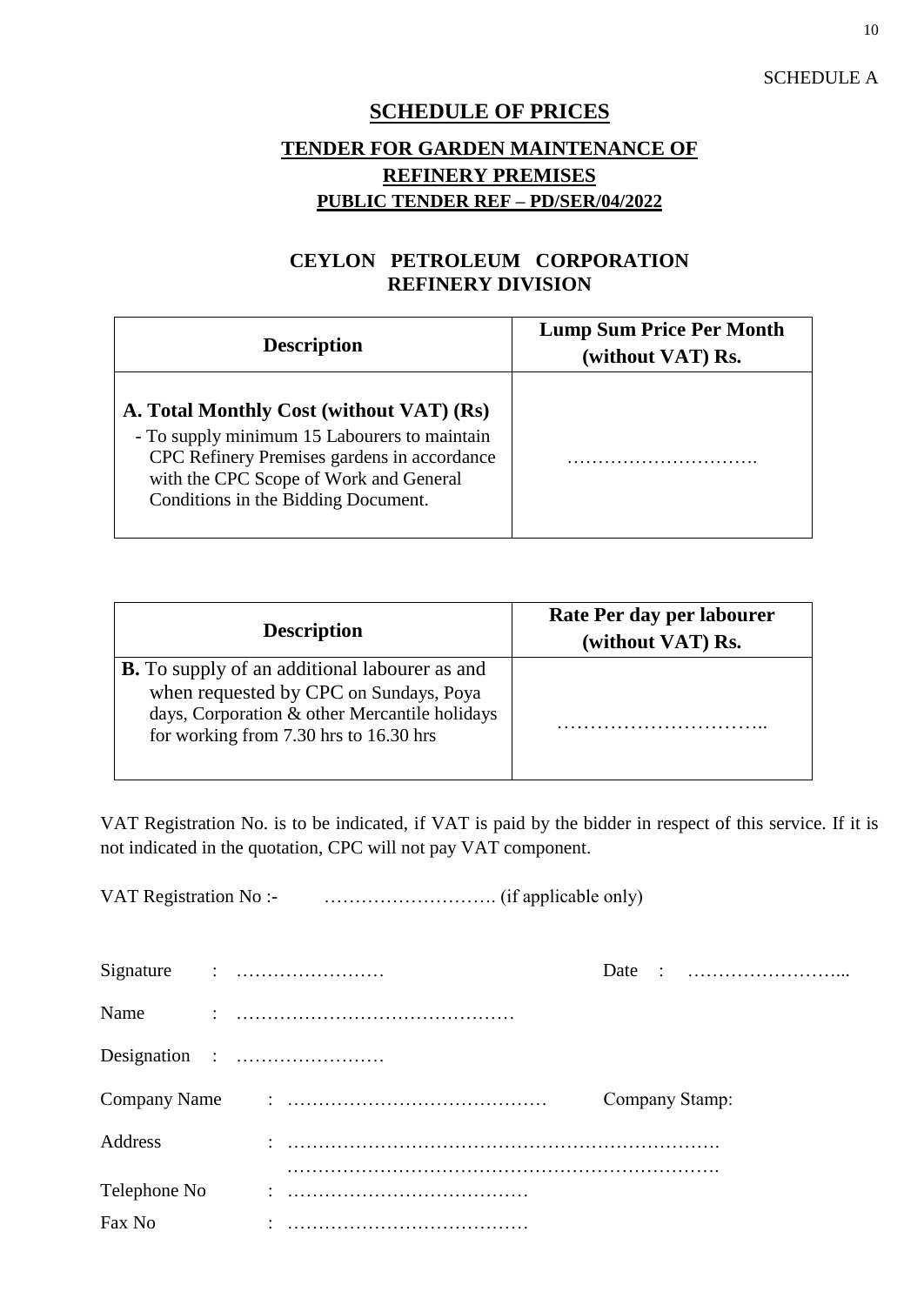SCHEDULE A

# SCHEDULE OF PRICES

## TENDER FOR GARDEN MAINTENANCE OF REFINERY PREMISES

### PUBLIC TENDER REF – PD/SER/04/2022

### CEYLON PETROLEUM CORPORATION REFINERY DIVISION

| Description | Lump Sum Price Per Month (without VAT) Rs. |
|---|---|
| **A. Total Monthly Cost (without VAT) (Rs)**<br>- To supply minimum 15 Labourers to maintain CPC Refinery Premises gardens in accordance with the CPC Scope of Work and General Conditions in the Bidding Document. | …………………………. |

| Description | Rate Per day per labourer (without VAT) Rs. |
|---|---|
| **B.** To supply of an additional labourer as and when requested by CPC on Sundays, Poya days, Corporation & other Mercantile holidays for working from 7.30 hrs to 16.30 hrs | ………………………….. |

VAT Registration No. is to be indicated, if VAT is paid by the bidder in respect of this service. If it is not indicated in the quotation, CPC will not pay VAT component.

VAT Registration No :- ………………………. (if applicable only)

Signature : …………………… Date : ……………………...

Name : ………………………………………

Designation : ……………………

Company Name : …………………………………… Company Stamp:

Address : …………………………………………………………….
…………………………………………………………….

Telephone No : …………………………………

Fax No : …………………………………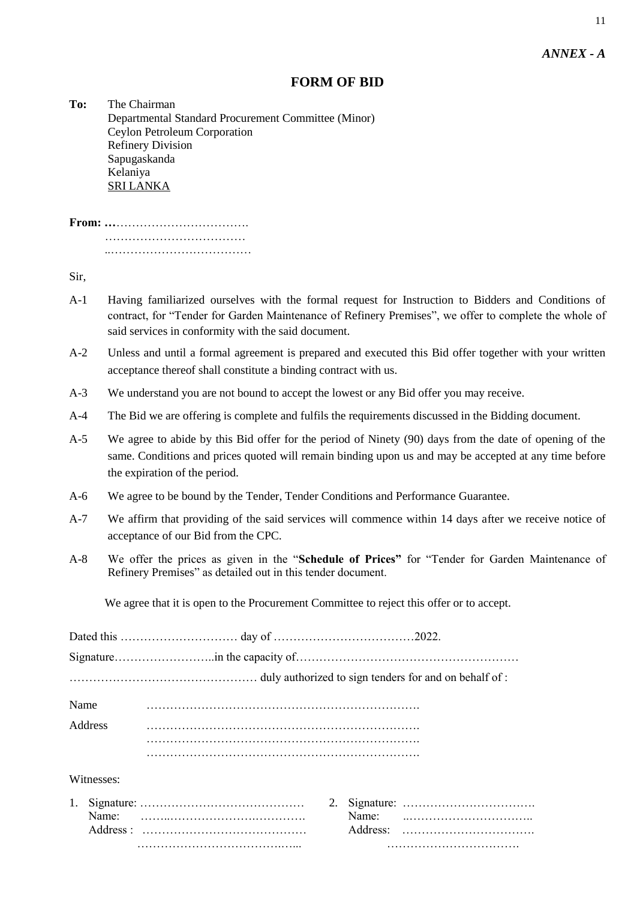*ANNEX - A*

# FORM OF BID

**To:** The Chairman
Departmental Standard Procurement Committee (Minor)
Ceylon Petroleum Corporation
Refinery Division
Sapugaskanda
Kelaniya
SRI LANKA

**From: …**…………………………….
………………………………
..………………………………

Sir,

A-1 Having familiarized ourselves with the formal request for Instruction to Bidders and Conditions of contract, for "Tender for Garden Maintenance of Refinery Premises", we offer to complete the whole of said services in conformity with the said document.

A-2 Unless and until a formal agreement is prepared and executed this Bid offer together with your written acceptance thereof shall constitute a binding contract with us.

A-3 We understand you are not bound to accept the lowest or any Bid offer you may receive.

A-4 The Bid we are offering is complete and fulfils the requirements discussed in the Bidding document.

A-5 We agree to abide by this Bid offer for the period of Ninety (90) days from the date of opening of the same. Conditions and prices quoted will remain binding upon us and may be accepted at any time before the expiration of the period.

A-6 We agree to be bound by the Tender, Tender Conditions and Performance Guarantee.

A-7 We affirm that providing of the said services will commence within 14 days after we receive notice of acceptance of our Bid from the CPC.

A-8 We offer the prices as given in the "**Schedule of Prices"** for "Tender for Garden Maintenance of Refinery Premises" as detailed out in this tender document.

We agree that it is open to the Procurement Committee to reject this offer or to accept.

Dated this ………………………… day of ………………………………2022.

Signature……………………..in the capacity of…………………………………………………

………………………………………… duly authorized to sign tenders for and on behalf of :

Name ……………………………………………………………….

Address ……………………………………………………………….
……………………………………………………………….
……………………………………………………………….

Witnesses:

1. Signature: ……………………………………
   Name: ……..……………………….………….
   Address : ……………………………………
   ………………………………….…...

2. Signature: …………………………….
   Name: ..…………………………..
   Address: …………………………….
   …………………………….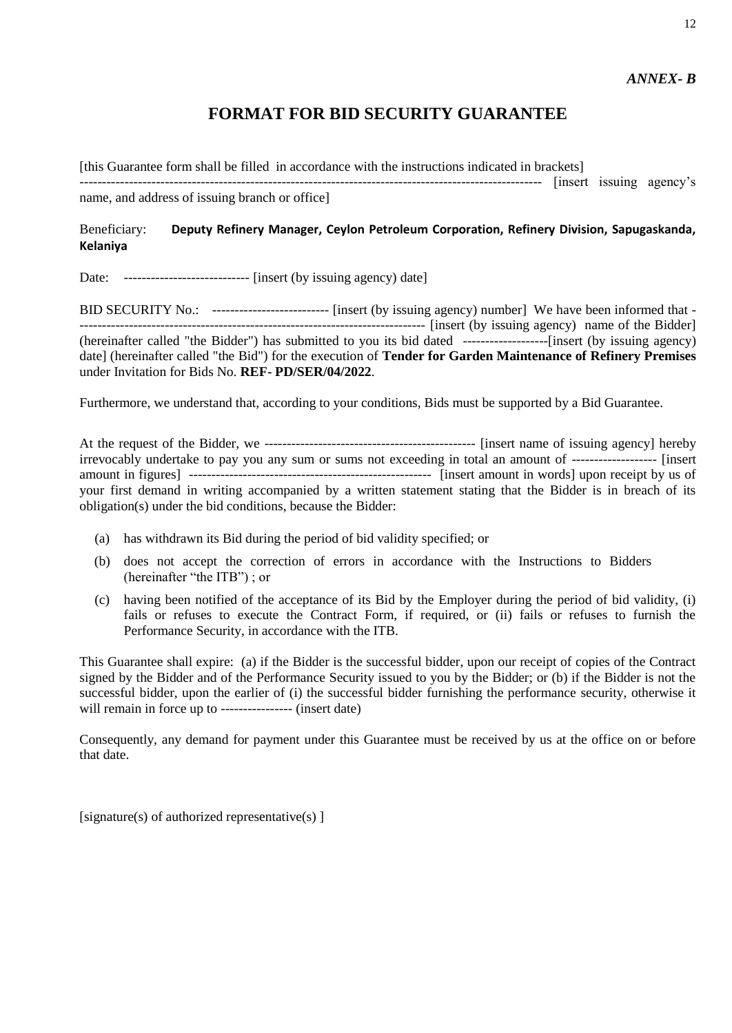*ANNEX- B*

# FORMAT FOR BID SECURITY GUARANTEE

[this Guarantee form shall be filled in accordance with the instructions indicated in brackets]
------------------------------------------------------------------------------------------------------ [insert issuing agency's name, and address of issuing branch or office]

Beneficiary: **Deputy Refinery Manager, Ceylon Petroleum Corporation, Refinery Division, Sapugaskanda, Kelaniya**

Date: --------------------------- [insert (by issuing agency) date]

BID SECURITY No.: ------------------------- [insert (by issuing agency) number] We have been informed that ---------------------------------------------------------------------------- [insert (by issuing agency) name of the Bidder] (hereinafter called "the Bidder") has submitted to you its bid dated ------------------[insert (by issuing agency) date] (hereinafter called "the Bid") for the execution of **Tender for Garden Maintenance of Refinery Premises** under Invitation for Bids No. **REF- PD/SER/04/2022**.

Furthermore, we understand that, according to your conditions, Bids must be supported by a Bid Guarantee.

At the request of the Bidder, we ----------------------------------------------- [insert name of issuing agency] hereby irrevocably undertake to pay you any sum or sums not exceeding in total an amount of ------------------ [insert amount in figures] ----------------------------------------------------- [insert amount in words] upon receipt by us of your first demand in writing accompanied by a written statement stating that the Bidder is in breach of its obligation(s) under the bid conditions, because the Bidder:

(a) has withdrawn its Bid during the period of bid validity specified; or

(b) does not accept the correction of errors in accordance with the Instructions to Bidders (hereinafter "the ITB") ; or

(c) having been notified of the acceptance of its Bid by the Employer during the period of bid validity, (i) fails or refuses to execute the Contract Form, if required, or (ii) fails or refuses to furnish the Performance Security, in accordance with the ITB.

This Guarantee shall expire: (a) if the Bidder is the successful bidder, upon our receipt of copies of the Contract signed by the Bidder and of the Performance Security issued to you by the Bidder; or (b) if the Bidder is not the successful bidder, upon the earlier of (i) the successful bidder furnishing the performance security, otherwise it will remain in force up to ---------------- (insert date)

Consequently, any demand for payment under this Guarantee must be received by us at the office on or before that date.

[signature(s) of authorized representative(s) ]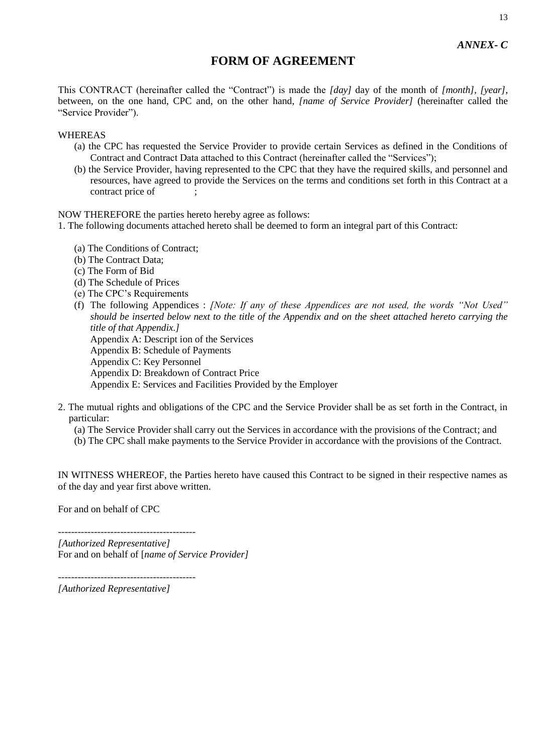***ANNEX- C***

# FORM OF AGREEMENT

This CONTRACT (hereinafter called the "Contract") is made the *[day]* day of the month of *[month]*, *[year]*, between, on the one hand, CPC and, on the other hand, *[name of Service Provider]* (hereinafter called the "Service Provider").

WHEREAS

(a) the CPC has requested the Service Provider to provide certain Services as defined in the Conditions of Contract and Contract Data attached to this Contract (hereinafter called the "Services");

(b) the Service Provider, having represented to the CPC that they have the required skills, and personnel and resources, have agreed to provide the Services on the terms and conditions set forth in this Contract at a contract price of ;

NOW THEREFORE the parties hereto hereby agree as follows:

1. The following documents attached hereto shall be deemed to form an integral part of this Contract:

   (a) The Conditions of Contract;
   (b) The Contract Data;
   (c) The Form of Bid
   (d) The Schedule of Prices
   (e) The CPC's Requirements
   (f) The following Appendices : *[Note: If any of these Appendices are not used, the words "Not Used" should be inserted below next to the title of the Appendix and on the sheet attached hereto carrying the title of that Appendix.]*
   Appendix A: Descript ion of the Services
   Appendix B: Schedule of Payments
   Appendix C: Key Personnel
   Appendix D: Breakdown of Contract Price
   Appendix E: Services and Facilities Provided by the Employer

2. The mutual rights and obligations of the CPC and the Service Provider shall be as set forth in the Contract, in particular:

   (a) The Service Provider shall carry out the Services in accordance with the provisions of the Contract; and
   (b) The CPC shall make payments to the Service Provider in accordance with the provisions of the Contract.

IN WITNESS WHEREOF, the Parties hereto have caused this Contract to be signed in their respective names as of the day and year first above written.

For and on behalf of CPC

------------------------------------------

*[Authorized Representative]*
For and on behalf of [*name of Service Provider]*

------------------------------------------

*[Authorized Representative]*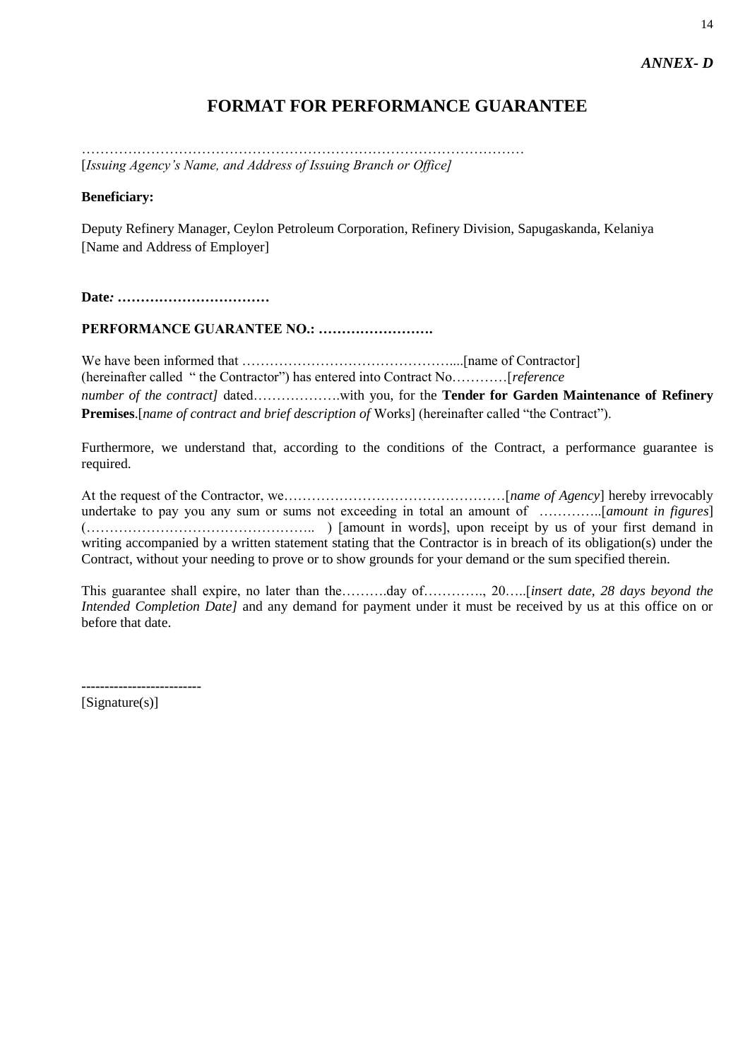***ANNEX- D***

# FORMAT FOR PERFORMANCE GUARANTEE

……………………………………………………………………………………
[*Issuing Agency's Name, and Address of Issuing Branch or Office]*

**Beneficiary:**

Deputy Refinery Manager, Ceylon Petroleum Corporation, Refinery Division, Sapugaskanda, Kelaniya
[Name and Address of Employer]

**Date*:* ……………………………**

**PERFORMANCE GUARANTEE NO.: …………………….**

We have been informed that ………………………………………....[name of Contractor] (hereinafter called " the Contractor") has entered into Contract No…………[*reference number of the contract]* dated……………….with you, for the **Tender for Garden Maintenance of Refinery Premises**.[*name of contract and brief description of* Works] (hereinafter called "the Contract").

Furthermore, we understand that, according to the conditions of the Contract, a performance guarantee is required.

At the request of the Contractor, we…………………………………………[*name of Agency*] hereby irrevocably undertake to pay you any sum or sums not exceeding in total an amount of …………..[*amount in figures*] (………………………………………….. ) [amount in words], upon receipt by us of your first demand in writing accompanied by a written statement stating that the Contractor is in breach of its obligation(s) under the Contract, without your needing to prove or to show grounds for your demand or the sum specified therein.

This guarantee shall expire, no later than the……….day of…………., 20…..[*insert date, 28 days beyond the Intended Completion Date]* and any demand for payment under it must be received by us at this office on or before that date.

-------------------------
[Signature(s)]